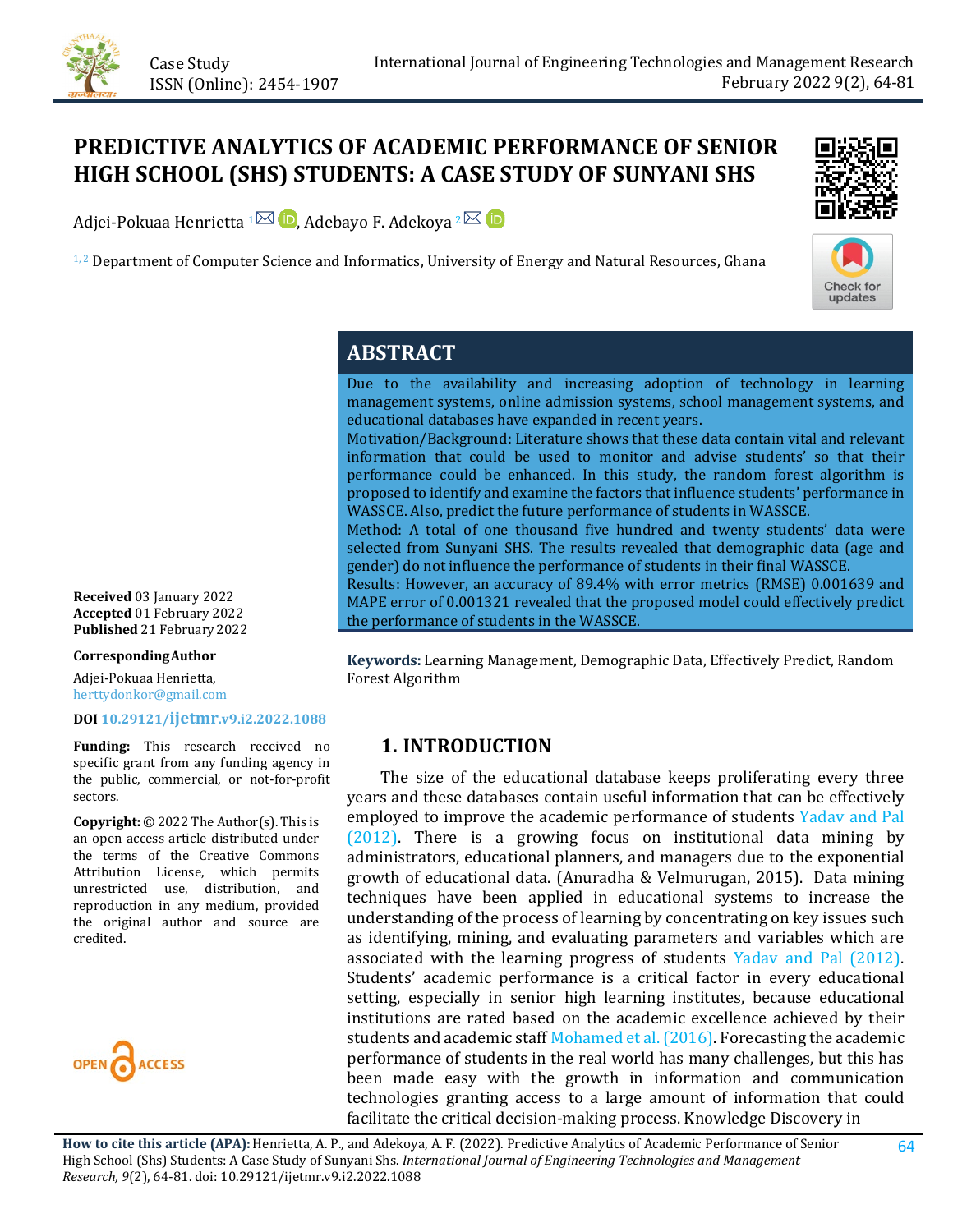Case Study
ISSN (Online): 2454-1907

# PREDICTIVE ANALYTICS OF ACADEMIC PERFORMANCE OF SENIOR HIGH SCHOOL (SHS) STUDENTS: A CASE STUDY OF SUNYANI SHS

Adjei-Pokuaa Henrietta [1], Adebayo F. Adekoya [2]

[1, 2] Department of Computer Science and Informatics, University of Energy and Natural Resources, Ghana

## ABSTRACT

Due to the availability and increasing adoption of technology in learning management systems, online admission systems, school management systems, and educational databases have expanded in recent years.

Motivation/Background: Literature shows that these data contain vital and relevant information that could be used to monitor and advise students' so that their performance could be enhanced. In this study, the random forest algorithm is proposed to identify and examine the factors that influence students' performance in WASSCE. Also, predict the future performance of students in WASSCE.

Method: A total of one thousand five hundred and twenty students' data were selected from Sunyani SHS. The results revealed that demographic data (age and gender) do not influence the performance of students in their final WASSCE.

Results: However, an accuracy of 89.4% with error metrics (RMSE) 0.001639 and MAPE error of 0.001321 revealed that the proposed model could effectively predict the performance of students in the WASSCE.

**Keywords:** Learning Management, Demographic Data, Effectively Predict, Random Forest Algorithm

**Received** 03 January 2022
**Accepted** 01 February 2022
**Published** 21 February 2022

**Corresponding Author**

Adjei-Pokuaa Henrietta, herttydonkor@gmail.com

**DOI** 10.29121/ijetmr.v9.i2.2022.1088

**Funding:** This research received no specific grant from any funding agency in the public, commercial, or not-for-profit sectors.

**Copyright:** © 2022 The Author(s). This is an open access article distributed under the terms of the Creative Commons Attribution License, which permits unrestricted use, distribution, and reproduction in any medium, provided the original author and source are credited.

## 1. INTRODUCTION

The size of the educational database keeps proliferating every three years and these databases contain useful information that can be effectively employed to improve the academic performance of students Yadav and Pal (2012). There is a growing focus on institutional data mining by administrators, educational planners, and managers due to the exponential growth of educational data. (Anuradha & Velmurugan, 2015). Data mining techniques have been applied in educational systems to increase the understanding of the process of learning by concentrating on key issues such as identifying, mining, and evaluating parameters and variables which are associated with the learning progress of students Yadav and Pal (2012). Students' academic performance is a critical factor in every educational setting, especially in senior high learning institutes, because educational institutions are rated based on the academic excellence achieved by their students and academic staff Mohamed et al. (2016). Forecasting the academic performance of students in the real world has many challenges, but this has been made easy with the growth in information and communication technologies granting access to a large amount of information that could facilitate the critical decision-making process. Knowledge Discovery in

**How to cite this article (APA):** Henrietta, A. P., and Adekoya, A. F. (2022). Predictive Analytics of Academic Performance of Senior High School (Shs) Students: A Case Study of Sunyani Shs. *International Journal of Engineering Technologies and Management Research, 9*(2), 64-81. doi: 10.29121/ijetmr.v9.i2.2022.1088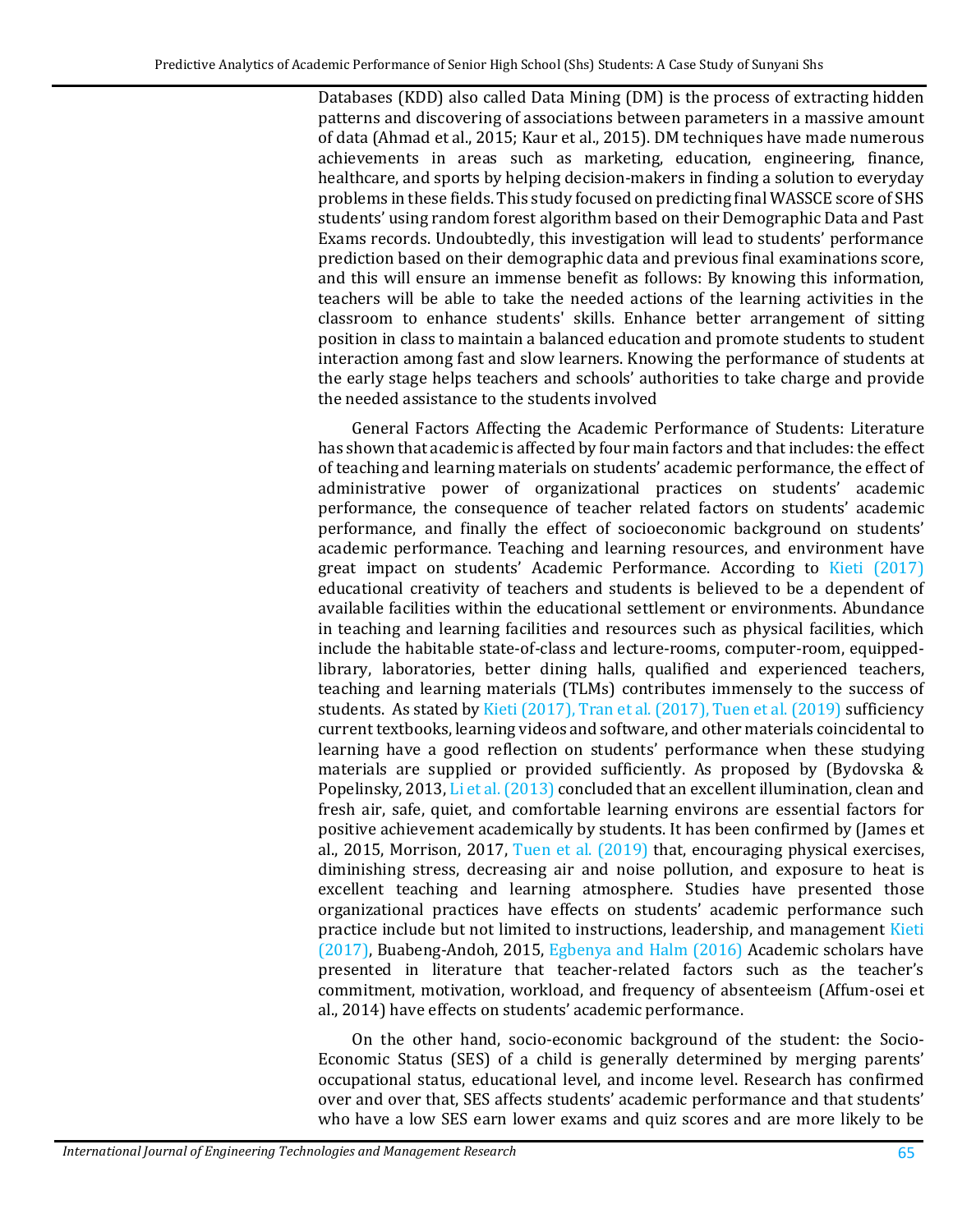Databases (KDD) also called Data Mining (DM) is the process of extracting hidden patterns and discovering of associations between parameters in a massive amount of data (Ahmad et al., 2015; Kaur et al., 2015). DM techniques have made numerous achievements in areas such as marketing, education, engineering, finance, healthcare, and sports by helping decision-makers in finding a solution to everyday problems in these fields. This study focused on predicting final WASSCE score of SHS students' using random forest algorithm based on their Demographic Data and Past Exams records. Undoubtedly, this investigation will lead to students' performance prediction based on their demographic data and previous final examinations score, and this will ensure an immense benefit as follows: By knowing this information, teachers will be able to take the needed actions of the learning activities in the classroom to enhance students' skills. Enhance better arrangement of sitting position in class to maintain a balanced education and promote students to student interaction among fast and slow learners. Knowing the performance of students at the early stage helps teachers and schools' authorities to take charge and provide the needed assistance to the students involved

General Factors Affecting the Academic Performance of Students: Literature has shown that academic is affected by four main factors and that includes: the effect of teaching and learning materials on students' academic performance, the effect of administrative power of organizational practices on students' academic performance, the consequence of teacher related factors on students' academic performance, and finally the effect of socioeconomic background on students' academic performance. Teaching and learning resources, and environment have great impact on students' Academic Performance. According to Kieti (2017) educational creativity of teachers and students is believed to be a dependent of available facilities within the educational settlement or environments. Abundance in teaching and learning facilities and resources such as physical facilities, which include the habitable state-of-class and lecture-rooms, computer-room, equipped-library, laboratories, better dining halls, qualified and experienced teachers, teaching and learning materials (TLMs) contributes immensely to the success of students. As stated by Kieti (2017), Tran et al. (2017), Tuen et al. (2019) sufficiency current textbooks, learning videos and software, and other materials coincidental to learning have a good reflection on students' performance when these studying materials are supplied or provided sufficiently. As proposed by (Bydovska & Popelinsky, 2013, Li et al. (2013) concluded that an excellent illumination, clean and fresh air, safe, quiet, and comfortable learning environs are essential factors for positive achievement academically by students. It has been confirmed by (James et al., 2015, Morrison, 2017, Tuen et al. (2019) that, encouraging physical exercises, diminishing stress, decreasing air and noise pollution, and exposure to heat is excellent teaching and learning atmosphere. Studies have presented those organizational practices have effects on students' academic performance such practice include but not limited to instructions, leadership, and management Kieti (2017), Buabeng-Andoh, 2015, Egbenya and Halm (2016) Academic scholars have presented in literature that teacher-related factors such as the teacher's commitment, motivation, workload, and frequency of absenteeism (Affum-osei et al., 2014) have effects on students' academic performance.

On the other hand, socio-economic background of the student: the Socio-Economic Status (SES) of a child is generally determined by merging parents' occupational status, educational level, and income level. Research has confirmed over and over that, SES affects students' academic performance and that students' who have a low SES earn lower exams and quiz scores and are more likely to be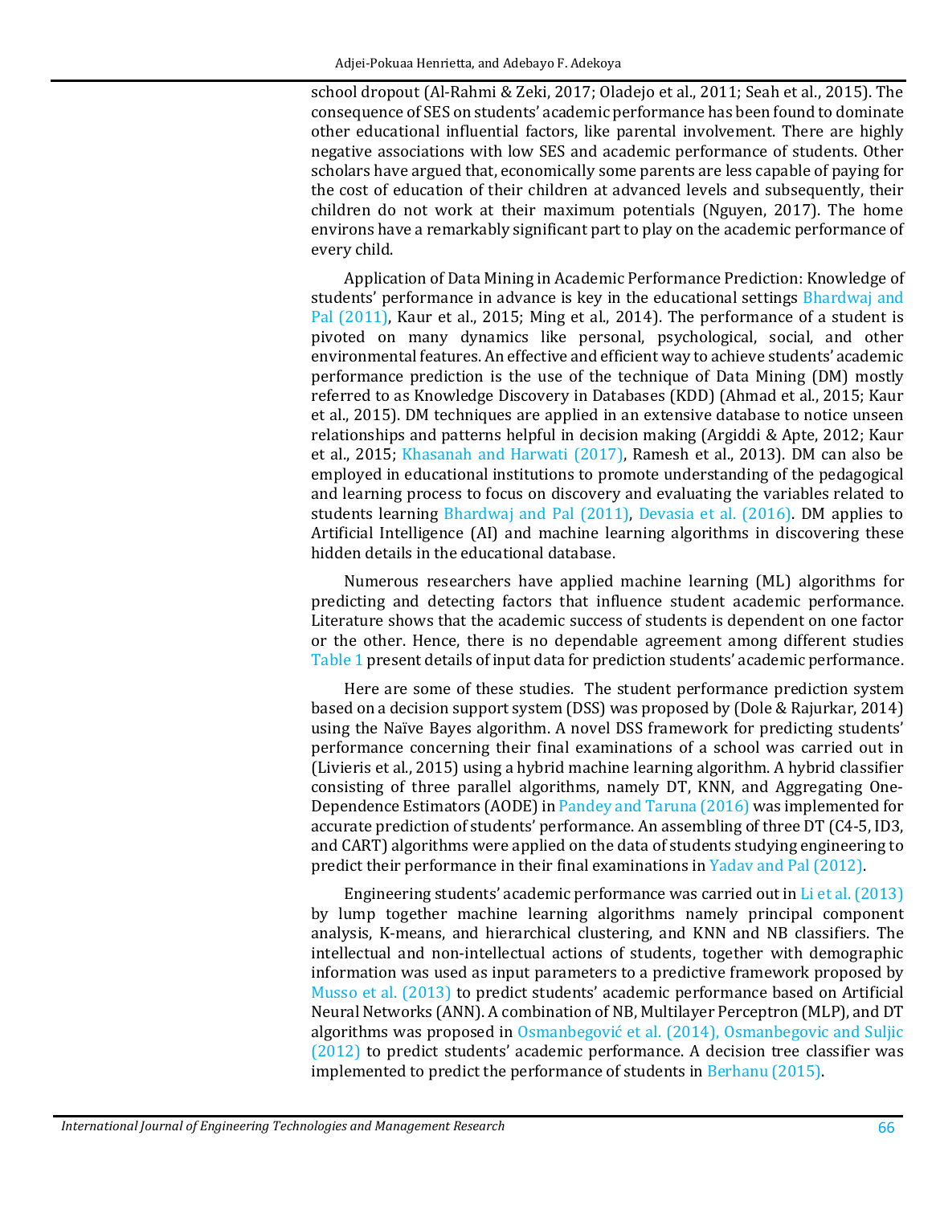school dropout (Al-Rahmi & Zeki, 2017; Oladejo et al., 2011; Seah et al., 2015). The consequence of SES on students' academic performance has been found to dominate other educational influential factors, like parental involvement. There are highly negative associations with low SES and academic performance of students. Other scholars have argued that, economically some parents are less capable of paying for the cost of education of their children at advanced levels and subsequently, their children do not work at their maximum potentials (Nguyen, 2017). The home environs have a remarkably significant part to play on the academic performance of every child.

Application of Data Mining in Academic Performance Prediction: Knowledge of students' performance in advance is key in the educational settings Bhardwaj and Pal (2011), Kaur et al., 2015; Ming et al., 2014). The performance of a student is pivoted on many dynamics like personal, psychological, social, and other environmental features. An effective and efficient way to achieve students' academic performance prediction is the use of the technique of Data Mining (DM) mostly referred to as Knowledge Discovery in Databases (KDD) (Ahmad et al., 2015; Kaur et al., 2015). DM techniques are applied in an extensive database to notice unseen relationships and patterns helpful in decision making (Argiddi & Apte, 2012; Kaur et al., 2015; Khasanah and Harwati (2017), Ramesh et al., 2013). DM can also be employed in educational institutions to promote understanding of the pedagogical and learning process to focus on discovery and evaluating the variables related to students learning Bhardwaj and Pal (2011), Devasia et al. (2016). DM applies to Artificial Intelligence (AI) and machine learning algorithms in discovering these hidden details in the educational database.

Numerous researchers have applied machine learning (ML) algorithms for predicting and detecting factors that influence student academic performance. Literature shows that the academic success of students is dependent on one factor or the other. Hence, there is no dependable agreement among different studies Table 1 present details of input data for prediction students' academic performance.

Here are some of these studies. The student performance prediction system based on a decision support system (DSS) was proposed by (Dole & Rajurkar, 2014) using the Naïve Bayes algorithm. A novel DSS framework for predicting students' performance concerning their final examinations of a school was carried out in (Livieris et al., 2015) using a hybrid machine learning algorithm. A hybrid classifier consisting of three parallel algorithms, namely DT, KNN, and Aggregating One-Dependence Estimators (AODE) in Pandey and Taruna (2016) was implemented for accurate prediction of students' performance. An assembling of three DT (C4-5, ID3, and CART) algorithms were applied on the data of students studying engineering to predict their performance in their final examinations in Yadav and Pal (2012).

Engineering students' academic performance was carried out in Li et al. (2013) by lump together machine learning algorithms namely principal component analysis, K-means, and hierarchical clustering, and KNN and NB classifiers. The intellectual and non-intellectual actions of students, together with demographic information was used as input parameters to a predictive framework proposed by Musso et al. (2013) to predict students' academic performance based on Artificial Neural Networks (ANN). A combination of NB, Multilayer Perceptron (MLP), and DT algorithms was proposed in Osmanbegović et al. (2014), Osmanbegovic and Suljic (2012) to predict students' academic performance. A decision tree classifier was implemented to predict the performance of students in Berhanu (2015).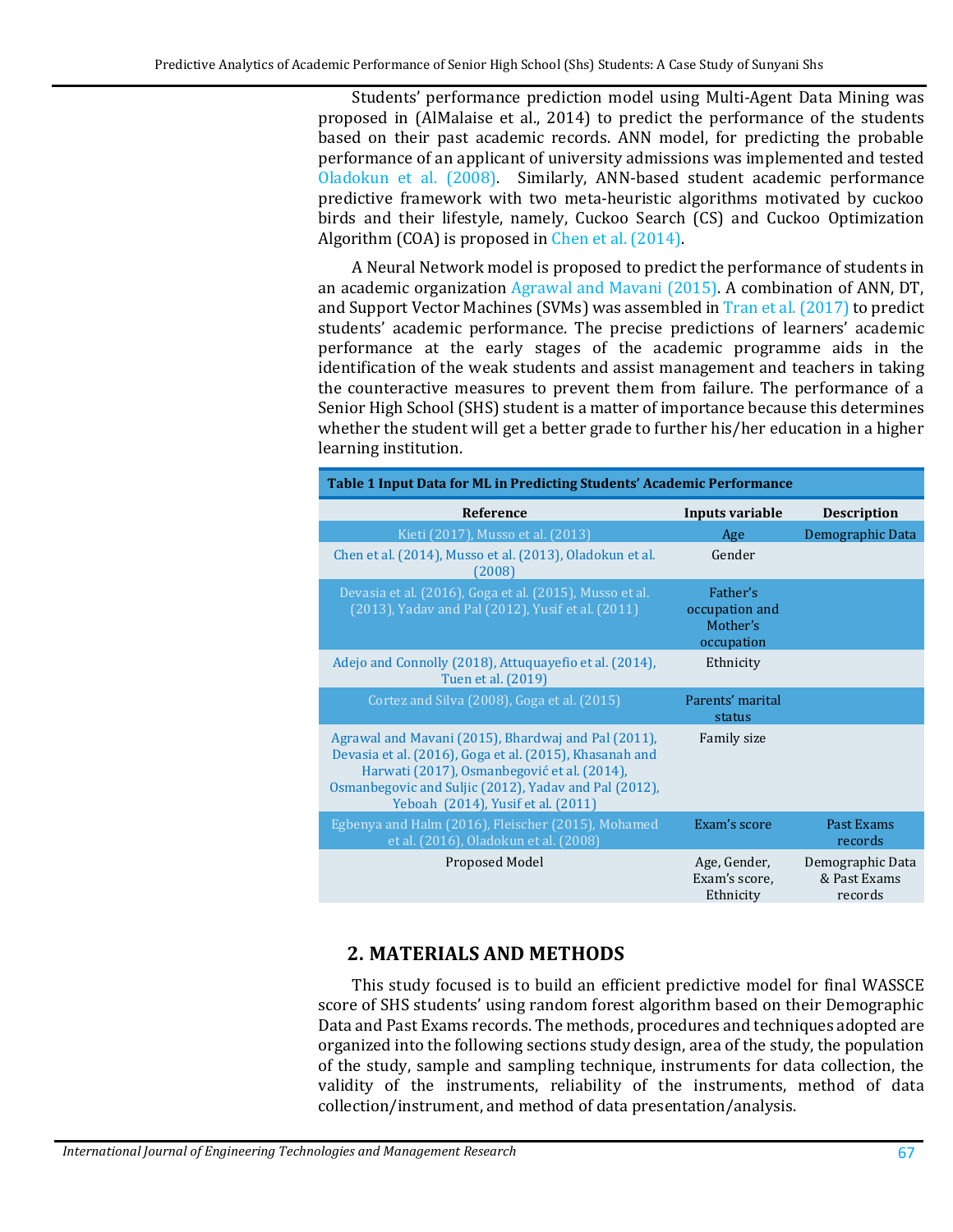Students' performance prediction model using Multi-Agent Data Mining was proposed in (AlMalaise et al., 2014) to predict the performance of the students based on their past academic records. ANN model, for predicting the probable performance of an applicant of university admissions was implemented and tested Oladokun et al. (2008). Similarly, ANN-based student academic performance predictive framework with two meta-heuristic algorithms motivated by cuckoo birds and their lifestyle, namely, Cuckoo Search (CS) and Cuckoo Optimization Algorithm (COA) is proposed in Chen et al. (2014).

A Neural Network model is proposed to predict the performance of students in an academic organization Agrawal and Mavani (2015). A combination of ANN, DT, and Support Vector Machines (SVMs) was assembled in Tran et al. (2017) to predict students' academic performance. The precise predictions of learners' academic performance at the early stages of the academic programme aids in the identification of the weak students and assist management and teachers in taking the counteractive measures to prevent them from failure. The performance of a Senior High School (SHS) student is a matter of importance because this determines whether the student will get a better grade to further his/her education in a higher learning institution.

**Table 1 Input Data for ML in Predicting Students' Academic Performance**

| Reference | Inputs variable | Description |
|---|---|---|
| Kieti (2017), Musso et al. (2013) | Age | Demographic Data |
| Chen et al. (2014), Musso et al. (2013), Oladokun et al. (2008) | Gender | |
| Devasia et al. (2016), Goga et al. (2015), Musso et al. (2013), Yadav and Pal (2012), Yusif et al. (2011) | Father's occupation and Mother's occupation | |
| Adejo and Connolly (2018), Attuquayefio et al. (2014), Tuen et al. (2019) | Ethnicity | |
| Cortez and Silva (2008), Goga et al. (2015) | Parents' marital status | |
| Agrawal and Mavani (2015), Bhardwaj and Pal (2011), Devasia et al. (2016), Goga et al. (2015), Khasanah and Harwati (2017), Osmanbegović et al. (2014), Osmanbegovic and Suljic (2012), Yadav and Pal (2012), Yeboah (2014), Yusif et al. (2011) | Family size | |
| Egbenya and Halm (2016), Fleischer (2015), Mohamed et al. (2016), Oladokun et al. (2008) | Exam's score | Past Exams records |
| Proposed Model | Age, Gender, Exam's score, Ethnicity | Demographic Data & Past Exams records |

## 2. MATERIALS AND METHODS

This study focused is to build an efficient predictive model for final WASSCE score of SHS students' using random forest algorithm based on their Demographic Data and Past Exams records. The methods, procedures and techniques adopted are organized into the following sections study design, area of the study, the population of the study, sample and sampling technique, instruments for data collection, the validity of the instruments, reliability of the instruments, method of data collection/instrument, and method of data presentation/analysis.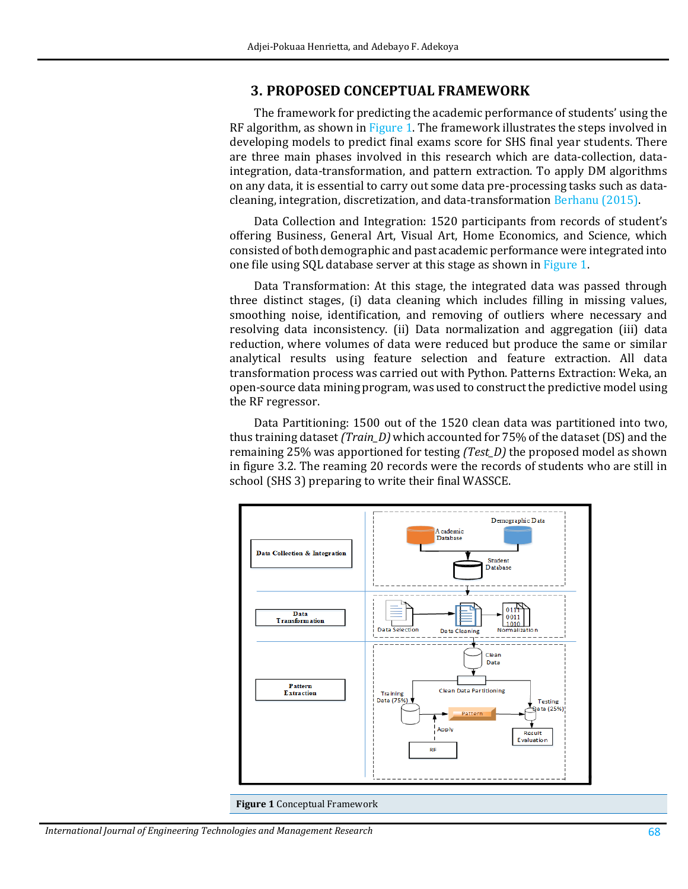## 3. PROPOSED CONCEPTUAL FRAMEWORK

The framework for predicting the academic performance of students' using the RF algorithm, as shown in Figure 1. The framework illustrates the steps involved in developing models to predict final exams score for SHS final year students. There are three main phases involved in this research which are data-collection, data-integration, data-transformation, and pattern extraction. To apply DM algorithms on any data, it is essential to carry out some data pre-processing tasks such as data-cleaning, integration, discretization, and data-transformation Berhanu (2015).

Data Collection and Integration: 1520 participants from records of student's offering Business, General Art, Visual Art, Home Economics, and Science, which consisted of both demographic and past academic performance were integrated into one file using SQL database server at this stage as shown in Figure 1.

Data Transformation: At this stage, the integrated data was passed through three distinct stages, (i) data cleaning which includes filling in missing values, smoothing noise, identification, and removing of outliers where necessary and resolving data inconsistency. (ii) Data normalization and aggregation (iii) data reduction, where volumes of data were reduced but produce the same or similar analytical results using feature selection and feature extraction. All data transformation process was carried out with Python. Patterns Extraction: Weka, an open-source data mining program, was used to construct the predictive model using the RF regressor.

Data Partitioning: 1500 out of the 1520 clean data was partitioned into two, thus training dataset *(Train_D)* which accounted for 75% of the dataset (DS) and the remaining 25% was apportioned for testing *(Test_D)* the proposed model as shown in figure 3.2. The reaming 20 records were the records of students who are still in school (SHS 3) preparing to write their final WASSCE.

**Figure 1** Conceptual Framework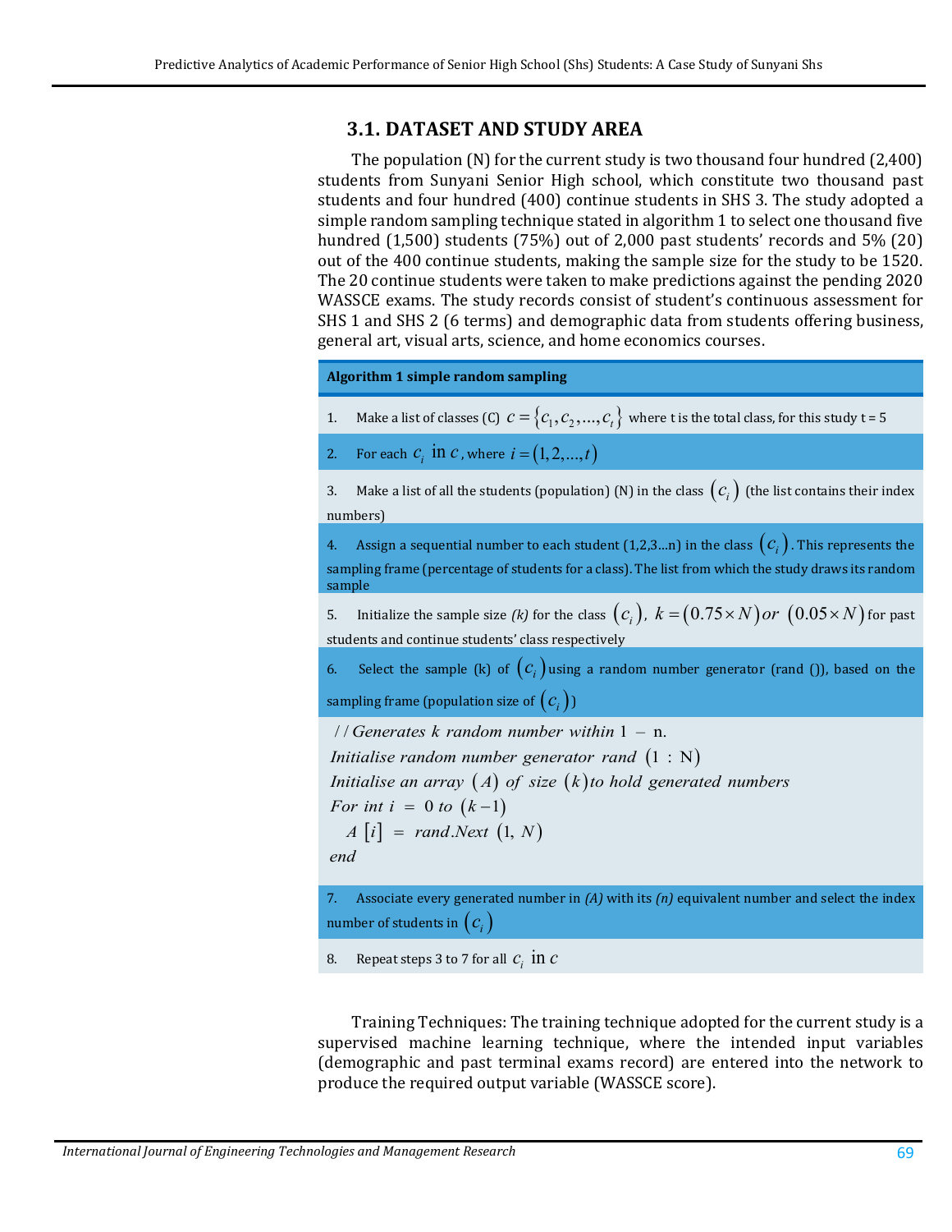### 3.1. DATASET AND STUDY AREA

The population (N) for the current study is two thousand four hundred (2,400) students from Sunyani Senior High school, which constitute two thousand past students and four hundred (400) continue students in SHS 3. The study adopted a simple random sampling technique stated in algorithm 1 to select one thousand five hundred (1,500) students (75%) out of 2,000 past students' records and 5% (20) out of the 400 continue students, making the sample size for the study to be 1520. The 20 continue students were taken to make predictions against the pending 2020 WASSCE exams. The study records consist of student's continuous assessment for SHS 1 and SHS 2 (6 terms) and demographic data from students offering business, general art, visual arts, science, and home economics courses.

**Algorithm 1 simple random sampling**

1. Make a list of classes (C) $C = \{c_1, c_2, \ldots, c_t\}$ where t is the total class, for this study t = 5
2. For each $c_i$ in $c$, where $i = (1, 2, \ldots, t)$
3. Make a list of all the students (population) (N) in the class $(c_i)$ (the list contains their index numbers)
4. Assign a sequential number to each student (1,2,3...n) in the class $(c_i)$. This represents the sampling frame (percentage of students for a class). The list from which the study draws its random sample
5. Initialize the sample size *(k)* for the class $(c_i)$, $k = (0.75 \times N)$ *or* $(0.05 \times N)$ for past students and continue students' class respectively
6. Select the sample (k) of $(c_i)$ using a random number generator (rand ()), based on the sampling frame (population size of $(c_i)$)

```
// Generates k random number within 1 − n.
Initialise random number generator rand (1 : N)
Initialise an array (A) of size (k) to hold generated numbers
For int i = 0 to (k − 1)
   A[i] = rand.Next (1, N)
end
```

7. Associate every generated number in *(A)* with its *(n)* equivalent number and select the index number of students in $(c_i)$
8. Repeat steps 3 to 7 for all $c_i$ in $c$

Training Techniques: The training technique adopted for the current study is a supervised machine learning technique, where the intended input variables (demographic and past terminal exams record) are entered into the network to produce the required output variable (WASSCE score).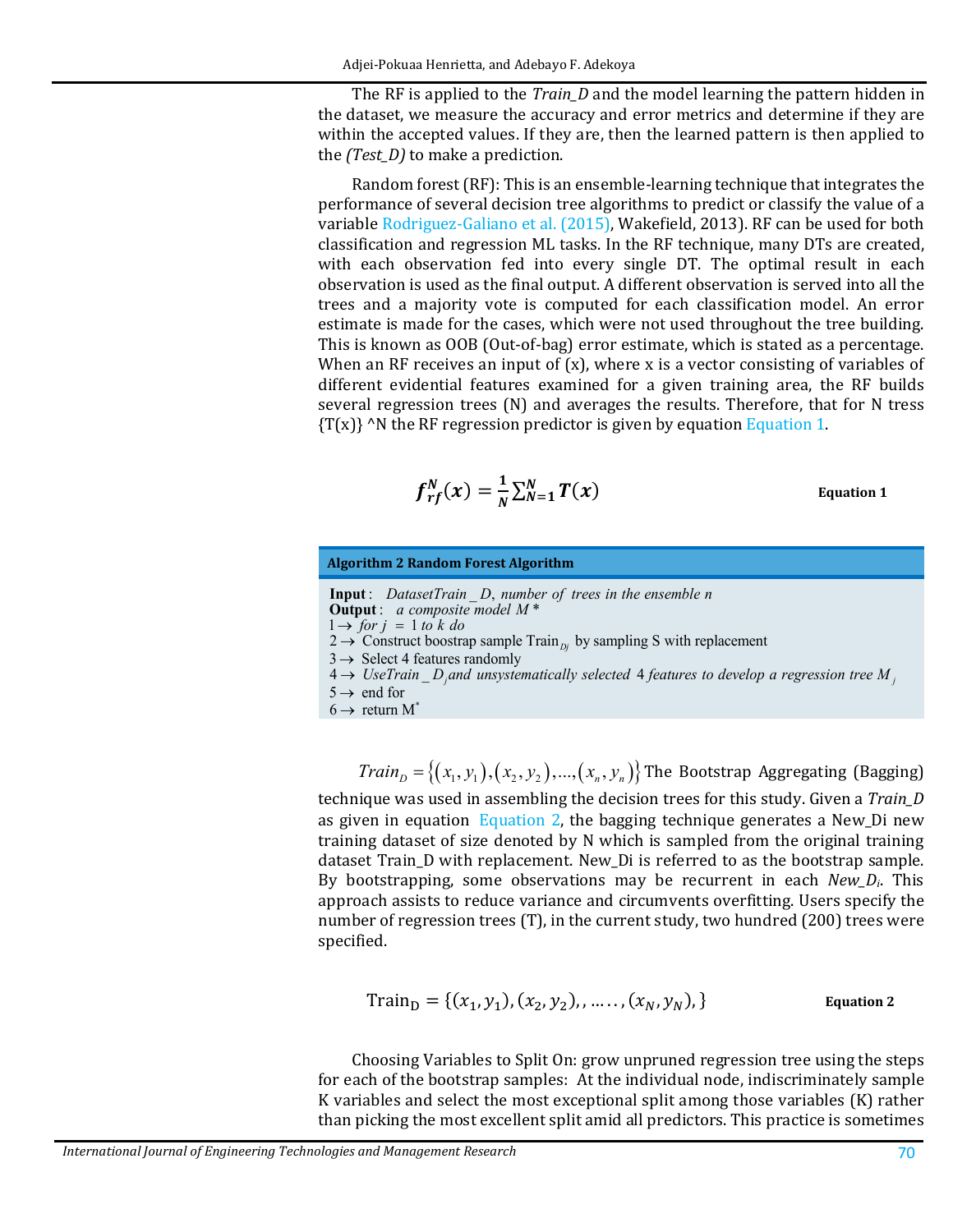The RF is applied to the *Train_D* and the model learning the pattern hidden in the dataset, we measure the accuracy and error metrics and determine if they are within the accepted values. If they are, then the learned pattern is then applied to the *(Test_D)* to make a prediction.

Random forest (RF): This is an ensemble-learning technique that integrates the performance of several decision tree algorithms to predict or classify the value of a variable Rodriguez-Galiano et al. (2015), Wakefield, 2013). RF can be used for both classification and regression ML tasks. In the RF technique, many DTs are created, with each observation fed into every single DT. The optimal result in each observation is used as the final output. A different observation is served into all the trees and a majority vote is computed for each classification model. An error estimate is made for the cases, which were not used throughout the tree building. This is known as OOB (Out-of-bag) error estimate, which is stated as a percentage. When an RF receives an input of (x), where x is a vector consisting of variables of different evidential features examined for a given training area, the RF builds several regression trees (N) and averages the results. Therefore, that for N tress {T(x)} ^N the RF regression predictor is given by equation Equation 1.

$$f_{rf}^{N}(x) = \frac{1}{N}\sum_{N=1}^{N} T(x) \qquad \textbf{Equation 1}$$

**Algorithm 2 Random Forest Algorithm**

**Input**: *DatasetTrain_D, number of trees in the ensemble n*
**Output**: *a composite model M\**
1 → *for j = 1 to k do*
2 → Construct boostrap sample $Train_{Dj}$ by sampling S with replacement
3 → Select 4 features randomly
4 → *Use* $Train\_D_j$ *and unsystematically selected 4 features to develop a regression tree* $M_j$
5 → end for
6 → return $M^*$

$Train_D = \{(x_1, y_1), (x_2, y_2), ..., (x_n, y_n)\}$ The Bootstrap Aggregating (Bagging) technique was used in assembling the decision trees for this study. Given a *Train_D* as given in equation Equation 2, the bagging technique generates a New_Di new training dataset of size denoted by N which is sampled from the original training dataset Train_D with replacement. New_Di is referred to as the bootstrap sample. By bootstrapping, some observations may be recurrent in each *New_D*$_i$. This approach assists to reduce variance and circumvents overfitting. Users specify the number of regression trees (T), in the current study, two hundred (200) trees were specified.

$$\mathrm{Train_D} = \{(x_1, y_1), (x_2, y_2),, \ldots\ldots, (x_N, y_N),\} \qquad \textbf{Equation 2}$$

Choosing Variables to Split On: grow unpruned regression tree using the steps for each of the bootstrap samples: At the individual node, indiscriminately sample K variables and select the most exceptional split among those variables (K) rather than picking the most excellent split amid all predictors. This practice is sometimes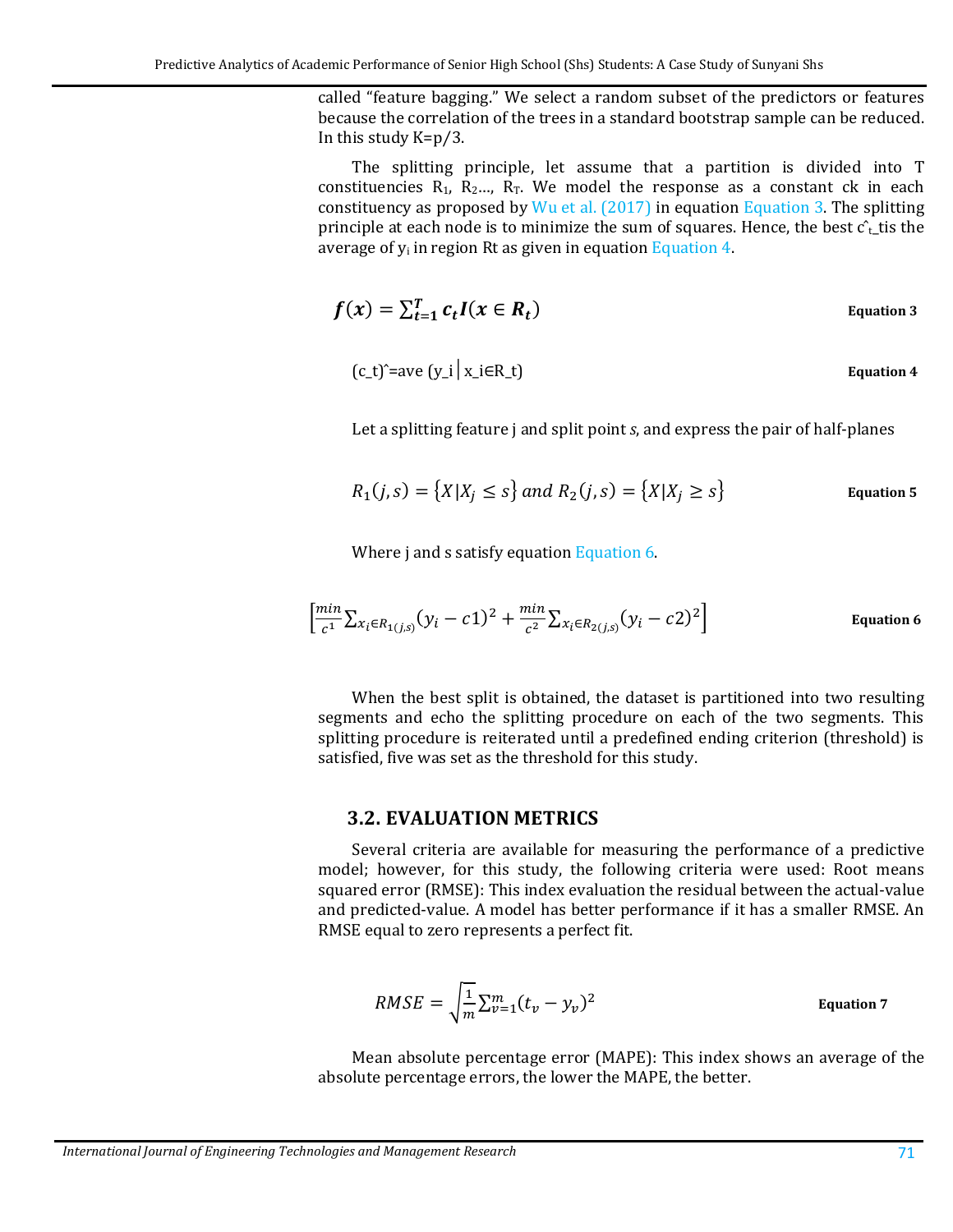called "feature bagging." We select a random subset of the predictors or features because the correlation of the trees in a standard bootstrap sample can be reduced. In this study K=p/3.

The splitting principle, let assume that a partition is divided into T constituencies $R_1$, $R_2$..., $R_T$. We model the response as a constant ck in each constituency as proposed by Wu et al. (2017) in equation Equation 3. The splitting principle at each node is to minimize the sum of squares. Hence, the best c ̂_t_tis the average of $y_i$ in region Rt as given in equation Equation 4.

$$f(x) = \sum_{t=1}^{T} c_t I(x \in R_t) \qquad \textbf{Equation 3}$$

$$(c\_t)\hat{} = \text{ave } (y\_i \,|\, x\_i \in R\_t) \qquad \textbf{Equation 4}$$

Let a splitting feature j and split point *s*, and express the pair of half-planes

$$R_1(j,s) = \{X|X_j \leq s\} \text{ and } R_2(j,s) = \{X|X_j \geq s\} \qquad \textbf{Equation 5}$$

Where j and s satisfy equation Equation 6.

$$\left[\frac{min}{c^1}\sum_{x_i \in R_{1(j,s)}}(y_i - c1)^2 + \frac{min}{c^2}\sum_{x_i \in R_{2(j,s)}}(y_i - c2)^2\right] \qquad \textbf{Equation 6}$$

When the best split is obtained, the dataset is partitioned into two resulting segments and echo the splitting procedure on each of the two segments. This splitting procedure is reiterated until a predefined ending criterion (threshold) is satisfied, five was set as the threshold for this study.

## 3.2. EVALUATION METRICS

Several criteria are available for measuring the performance of a predictive model; however, for this study, the following criteria were used: Root means squared error (RMSE): This index evaluation the residual between the actual-value and predicted-value. A model has better performance if it has a smaller RMSE. An RMSE equal to zero represents a perfect fit.

$$RMSE = \sqrt{\frac{1}{m}}\sum_{v=1}^{m}(t_v - y_v)^2 \qquad \textbf{Equation 7}$$

Mean absolute percentage error (MAPE): This index shows an average of the absolute percentage errors, the lower the MAPE, the better.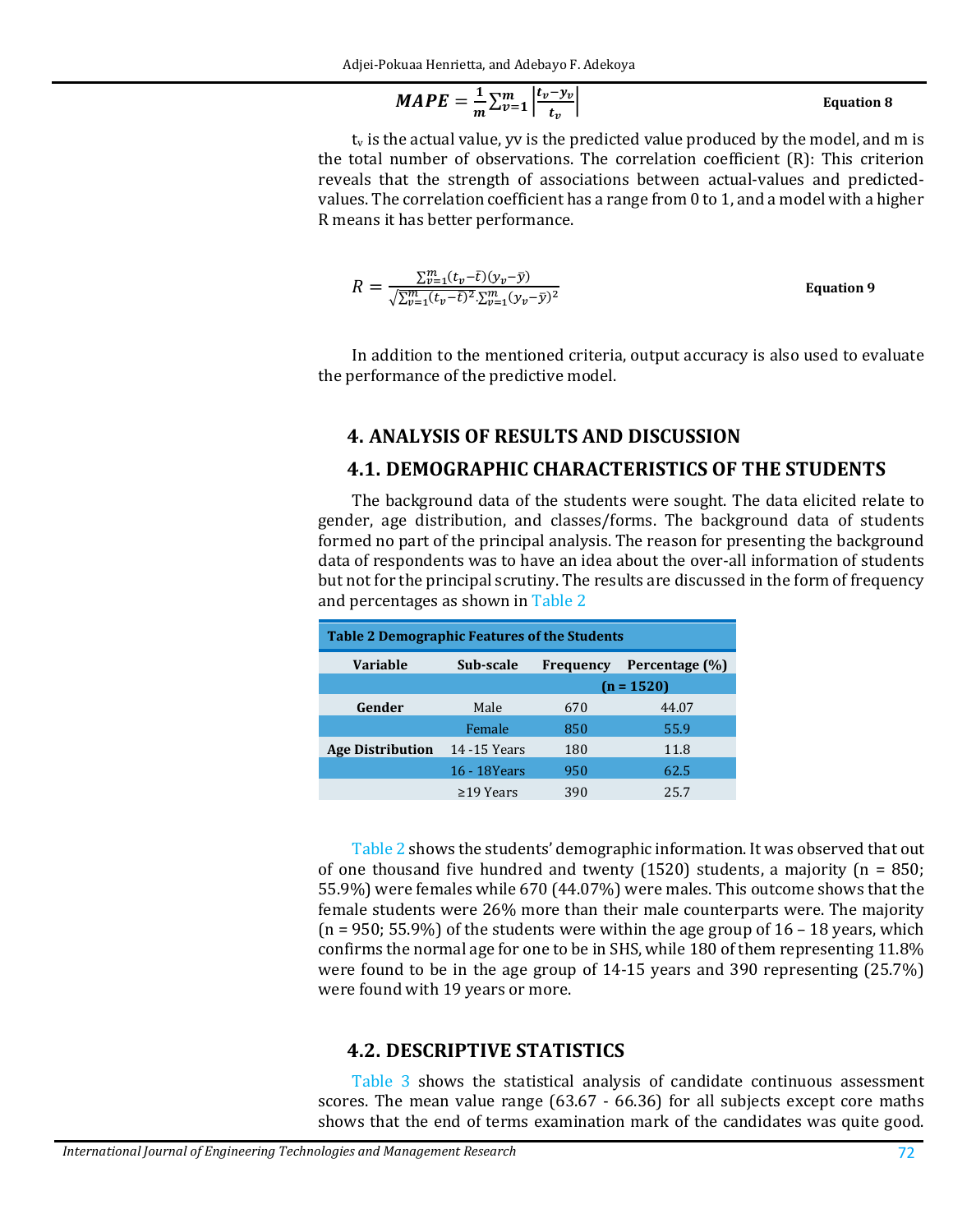$$MAPE = \frac{1}{m}\sum_{v=1}^{m}\left|\frac{t_v - y_v}{t_v}\right| \quad \textbf{Equation 8}$$

$t_v$ is the actual value, yv is the predicted value produced by the model, and m is the total number of observations. The correlation coefficient (R): This criterion reveals that the strength of associations between actual-values and predicted-values. The correlation coefficient has a range from 0 to 1, and a model with a higher R means it has better performance.

$$R = \frac{\sum_{v=1}^{m}(t_v - \bar{t})(y_v - \bar{y})}{\sqrt{\sum_{v=1}^{m}(t_v - \bar{t})^2 \cdot \sum_{v=1}^{m}(y_v - \bar{y})^2}} \quad \textbf{Equation 9}$$

In addition to the mentioned criteria, output accuracy is also used to evaluate the performance of the predictive model.

## 4. ANALYSIS OF RESULTS AND DISCUSSION

### 4.1. DEMOGRAPHIC CHARACTERISTICS OF THE STUDENTS

The background data of the students were sought. The data elicited relate to gender, age distribution, and classes/forms. The background data of students formed no part of the principal analysis. The reason for presenting the background data of respondents was to have an idea about the over-all information of students but not for the principal scrutiny. The results are discussed in the form of frequency and percentages as shown in Table 2

**Table 2 Demographic Features of the Students**

| Variable | Sub-scale | Frequency | Percentage (%) |
|---|---|---|---|
| | | (n = 1520) | |
| **Gender** | Male | 670 | 44.07 |
| | Female | 850 | 55.9 |
| **Age Distribution** | 14 -15 Years | 180 | 11.8 |
| | 16 - 18Years | 950 | 62.5 |
| | ≥19 Years | 390 | 25.7 |

Table 2 shows the students' demographic information. It was observed that out of one thousand five hundred and twenty (1520) students, a majority (n = 850; 55.9%) were females while 670 (44.07%) were males. This outcome shows that the female students were 26% more than their male counterparts were. The majority (n = 950; 55.9%) of the students were within the age group of 16 – 18 years, which confirms the normal age for one to be in SHS, while 180 of them representing 11.8% were found to be in the age group of 14-15 years and 390 representing (25.7%) were found with 19 years or more.

### 4.2. DESCRIPTIVE STATISTICS

Table 3 shows the statistical analysis of candidate continuous assessment scores. The mean value range (63.67 - 66.36) for all subjects except core maths shows that the end of terms examination mark of the candidates was quite good.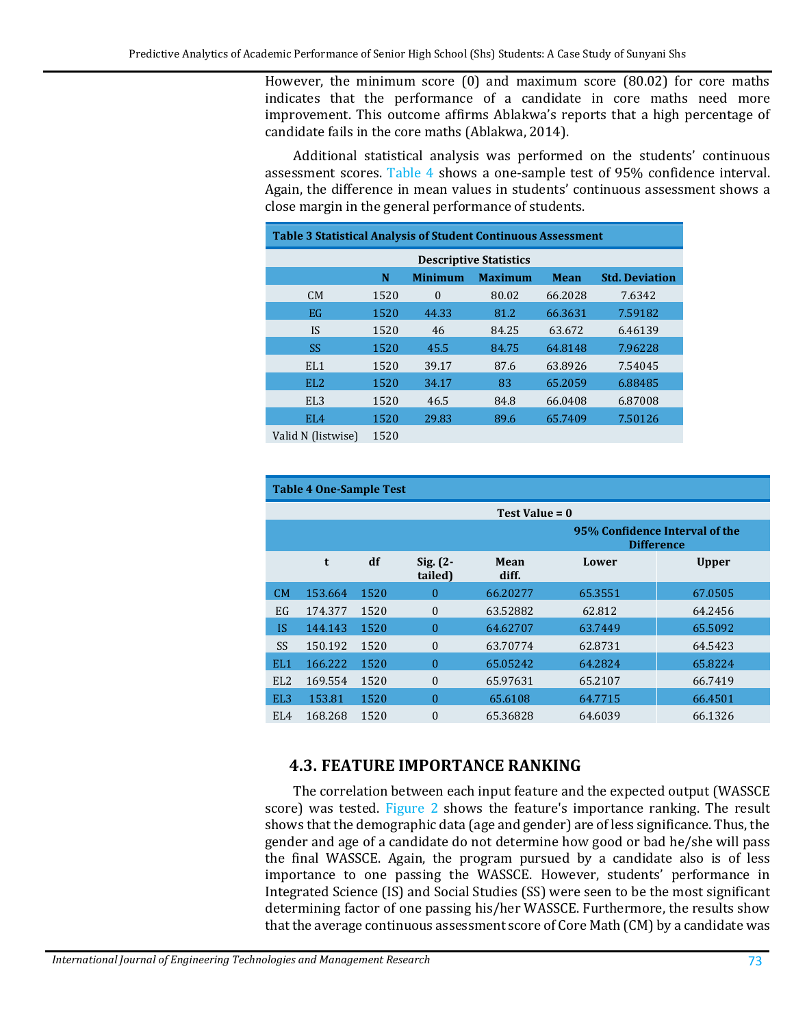However, the minimum score (0) and maximum score (80.02) for core maths indicates that the performance of a candidate in core maths need more improvement. This outcome affirms Ablakwa's reports that a high percentage of candidate fails in the core maths (Ablakwa, 2014).

Additional statistical analysis was performed on the students' continuous assessment scores. Table 4 shows a one-sample test of 95% confidence interval. Again, the difference in mean values in students' continuous assessment shows a close margin in the general performance of students.

**Table 3** Statistical Analysis of Student Continuous Assessment

| Descriptive Statistics | | | | | |
|---|---|---|---|---|---|
| | **N** | **Minimum** | **Maximum** | **Mean** | **Std. Deviation** |
| CM | 1520 | 0 | 80.02 | 66.2028 | 7.6342 |
| EG | 1520 | 44.33 | 81.2 | 66.3631 | 7.59182 |
| IS | 1520 | 46 | 84.25 | 63.672 | 6.46139 |
| SS | 1520 | 45.5 | 84.75 | 64.8148 | 7.96228 |
| EL1 | 1520 | 39.17 | 87.6 | 63.8926 | 7.54045 |
| EL2 | 1520 | 34.17 | 83 | 65.2059 | 6.88485 |
| EL3 | 1520 | 46.5 | 84.8 | 66.0408 | 6.87008 |
| EL4 | 1520 | 29.83 | 89.6 | 65.7409 | 7.50126 |
| Valid N (listwise) | 1520 | | | | |

**Table 4** One-Sample Test

| | Test Value = 0 | | | | | |
|---|---|---|---|---|---|---|
| | | | | | 95% Confidence Interval of the Difference | |
| | **t** | **df** | **Sig. (2-tailed)** | **Mean diff.** | **Lower** | **Upper** |
| CM | 153.664 | 1520 | 0 | 66.20277 | 65.3551 | 67.0505 |
| EG | 174.377 | 1520 | 0 | 63.52882 | 62.812 | 64.2456 |
| IS | 144.143 | 1520 | 0 | 64.62707 | 63.7449 | 65.5092 |
| SS | 150.192 | 1520 | 0 | 63.70774 | 62.8731 | 64.5423 |
| EL1 | 166.222 | 1520 | 0 | 65.05242 | 64.2824 | 65.8224 |
| EL2 | 169.554 | 1520 | 0 | 65.97631 | 65.2107 | 66.7419 |
| EL3 | 153.81 | 1520 | 0 | 65.6108 | 64.7715 | 66.4501 |
| EL4 | 168.268 | 1520 | 0 | 65.36828 | 64.6039 | 66.1326 |

## 4.3. FEATURE IMPORTANCE RANKING

The correlation between each input feature and the expected output (WASSCE score) was tested. Figure 2 shows the feature's importance ranking. The result shows that the demographic data (age and gender) are of less significance. Thus, the gender and age of a candidate do not determine how good or bad he/she will pass the final WASSCE. Again, the program pursued by a candidate also is of less importance to one passing the WASSCE. However, students' performance in Integrated Science (IS) and Social Studies (SS) were seen to be the most significant determining factor of one passing his/her WASSCE. Furthermore, the results show that the average continuous assessment score of Core Math (CM) by a candidate was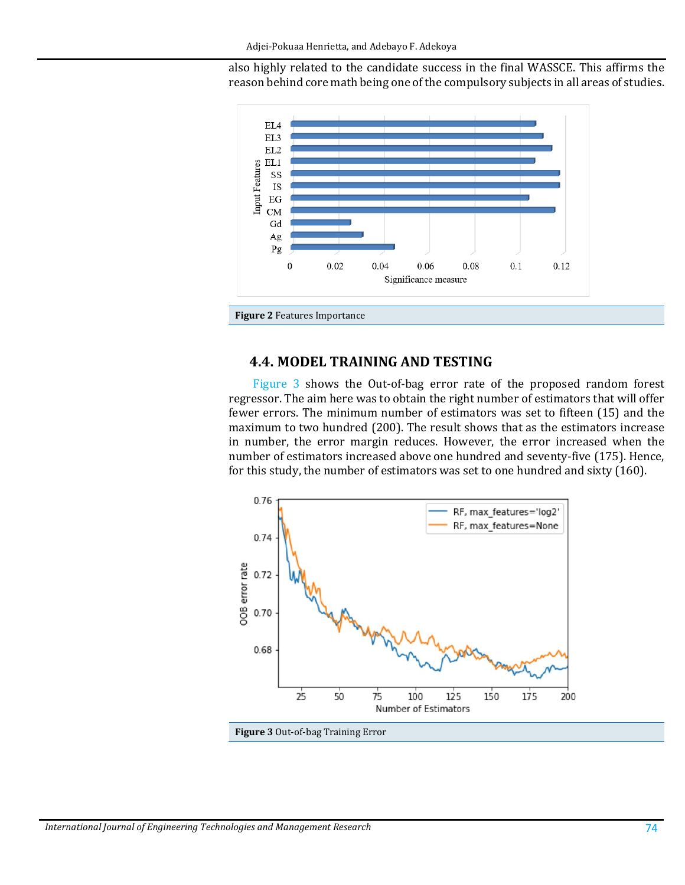also highly related to the candidate success in the final WASSCE. This affirms the reason behind core math being one of the compulsory subjects in all areas of studies.

**Figure 2** Features Importance

### 4.4. MODEL TRAINING AND TESTING

Figure 3 shows the Out-of-bag error rate of the proposed random forest regressor. The aim here was to obtain the right number of estimators that will offer fewer errors. The minimum number of estimators was set to fifteen (15) and the maximum to two hundred (200). The result shows that as the estimators increase in number, the error margin reduces. However, the error increased when the number of estimators increased above one hundred and seventy-five (175). Hence, for this study, the number of estimators was set to one hundred and sixty (160).

**Figure 3** Out-of-bag Training Error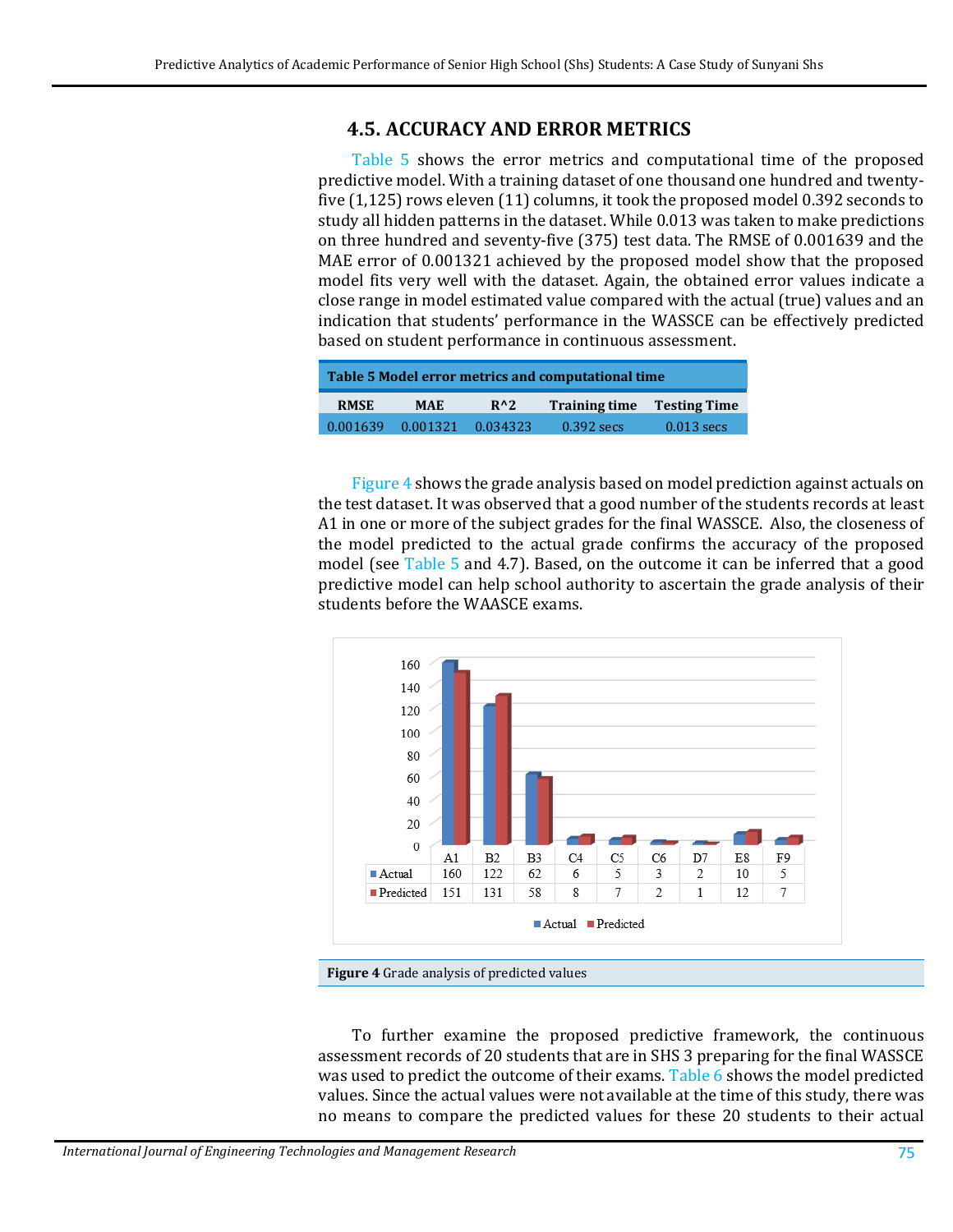## 4.5. ACCURACY AND ERROR METRICS

Table 5 shows the error metrics and computational time of the proposed predictive model. With a training dataset of one thousand one hundred and twenty-five (1,125) rows eleven (11) columns, it took the proposed model 0.392 seconds to study all hidden patterns in the dataset. While 0.013 was taken to make predictions on three hundred and seventy-five (375) test data. The RMSE of 0.001639 and the MAE error of 0.001321 achieved by the proposed model show that the proposed model fits very well with the dataset. Again, the obtained error values indicate a close range in model estimated value compared with the actual (true) values and an indication that students' performance in the WASSCE can be effectively predicted based on student performance in continuous assessment.

**Table 5** Model error metrics and computational time

| RMSE | MAE | R^2 | Training time | Testing Time |
|---|---|---|---|---|
| 0.001639 | 0.001321 | 0.034323 | 0.392 secs | 0.013 secs |

Figure 4 shows the grade analysis based on model prediction against actuals on the test dataset. It was observed that a good number of the students records at least A1 in one or more of the subject grades for the final WASSCE. Also, the closeness of the model predicted to the actual grade confirms the accuracy of the proposed model (see Table 5 and 4.7). Based, on the outcome it can be inferred that a good predictive model can help school authority to ascertain the grade analysis of their students before the WAASCE exams.

| | A1 | B2 | B3 | C4 | C5 | C6 | D7 | E8 | F9 |
|---|---|---|---|---|---|---|---|---|---|
| Actual | 160 | 122 | 62 | 6 | 5 | 3 | 2 | 10 | 5 |
| Predicted | 151 | 131 | 58 | 8 | 7 | 2 | 1 | 12 | 7 |

**Figure 4** Grade analysis of predicted values

To further examine the proposed predictive framework, the continuous assessment records of 20 students that are in SHS 3 preparing for the final WASSCE was used to predict the outcome of their exams. Table 6 shows the model predicted values. Since the actual values were not available at the time of this study, there was no means to compare the predicted values for these 20 students to their actual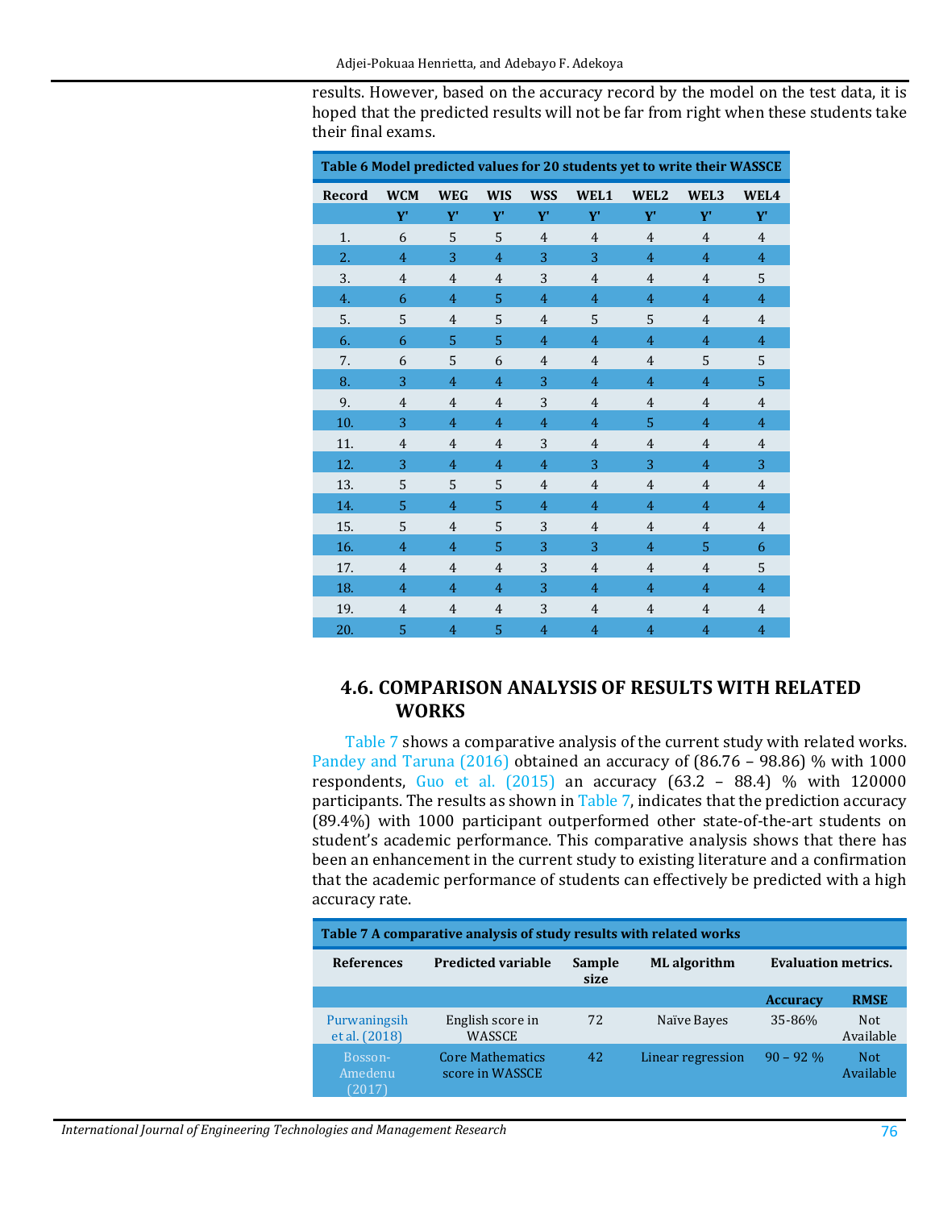results. However, based on the accuracy record by the model on the test data, it is hoped that the predicted results will not be far from right when these students take their final exams.

**Table 6** Model predicted values for 20 students yet to write their WASSCE

| Record | WCM | WEG | WIS | WSS | WEL1 | WEL2 | WEL3 | WEL4 |
|---|---|---|---|---|---|---|---|---|
| | Y' | Y' | Y' | Y' | Y' | Y' | Y' | Y' |
| 1. | 6 | 5 | 5 | 4 | 4 | 4 | 4 | 4 |
| 2. | 4 | 3 | 4 | 3 | 3 | 4 | 4 | 4 |
| 3. | 4 | 4 | 4 | 3 | 4 | 4 | 4 | 5 |
| 4. | 6 | 4 | 5 | 4 | 4 | 4 | 4 | 4 |
| 5. | 5 | 4 | 5 | 4 | 5 | 5 | 4 | 4 |
| 6. | 6 | 5 | 5 | 4 | 4 | 4 | 4 | 4 |
| 7. | 6 | 5 | 6 | 4 | 4 | 4 | 5 | 5 |
| 8. | 3 | 4 | 4 | 3 | 4 | 4 | 4 | 5 |
| 9. | 4 | 4 | 4 | 3 | 4 | 4 | 4 | 4 |
| 10. | 3 | 4 | 4 | 4 | 4 | 5 | 4 | 4 |
| 11. | 4 | 4 | 4 | 3 | 4 | 4 | 4 | 4 |
| 12. | 3 | 4 | 4 | 4 | 3 | 3 | 4 | 3 |
| 13. | 5 | 5 | 5 | 4 | 4 | 4 | 4 | 4 |
| 14. | 5 | 4 | 5 | 4 | 4 | 4 | 4 | 4 |
| 15. | 5 | 4 | 5 | 3 | 4 | 4 | 4 | 4 |
| 16. | 4 | 4 | 5 | 3 | 3 | 4 | 5 | 6 |
| 17. | 4 | 4 | 4 | 3 | 4 | 4 | 4 | 5 |
| 18. | 4 | 4 | 4 | 3 | 4 | 4 | 4 | 4 |
| 19. | 4 | 4 | 4 | 3 | 4 | 4 | 4 | 4 |
| 20. | 5 | 4 | 5 | 4 | 4 | 4 | 4 | 4 |

## 4.6. COMPARISON ANALYSIS OF RESULTS WITH RELATED WORKS

Table 7 shows a comparative analysis of the current study with related works. Pandey and Taruna (2016) obtained an accuracy of (86.76 – 98.86) % with 1000 respondents, Guo et al. (2015) an accuracy (63.2 – 88.4) % with 120000 participants. The results as shown in Table 7, indicates that the prediction accuracy (89.4%) with 1000 participant outperformed other state-of-the-art students on student's academic performance. This comparative analysis shows that there has been an enhancement in the current study to existing literature and a confirmation that the academic performance of students can effectively be predicted with a high accuracy rate.

**Table 7** A comparative analysis of study results with related works

| References | Predicted variable | Sample size | ML algorithm | Evaluation metrics. | |
|---|---|---|---|---|---|
| | | | | Accuracy | RMSE |
| Purwaningsih et al. (2018) | English score in WASSCE | 72 | Naïve Bayes | 35-86% | Not Available |
| Bosson-Amedenu (2017) | Core Mathematics score in WASSCE | 42 | Linear regression | 90 – 92 % | Not Available |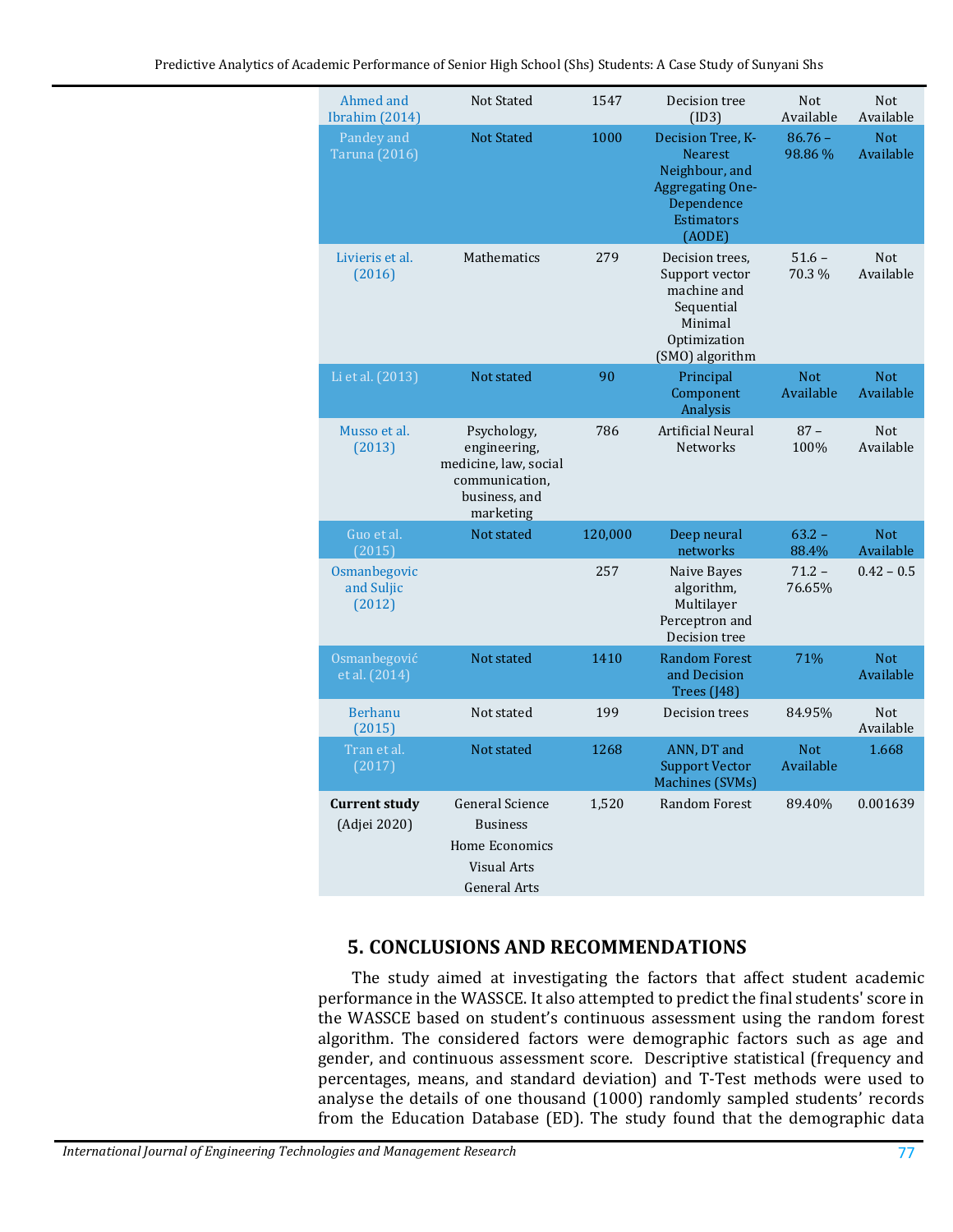| | | | | | |
|---|---|---|---|---|---|
| Ahmed and Ibrahim (2014) | Not Stated | 1547 | Decision tree (ID3) | Not Available | Not Available |
| Pandey and Taruna (2016) | Not Stated | 1000 | Decision Tree, K-Nearest Neighbour, and Aggregating One-Dependence Estimators (AODE) | 86.76 – 98.86 % | Not Available |
| Livieris et al. (2016) | Mathematics | 279 | Decision trees, Support vector machine and Sequential Minimal Optimization (SMO) algorithm | 51.6 – 70.3 % | Not Available |
| Li et al. (2013) | Not stated | 90 | Principal Component Analysis | Not Available | Not Available |
| Musso et al. (2013) | Psychology, engineering, medicine, law, social communication, business, and marketing | 786 | Artificial Neural Networks | 87 – 100% | Not Available |
| Guo et al. (2015) | Not stated | 120,000 | Deep neural networks | 63.2 – 88.4% | Not Available |
| Osmanbegovic and Suljic (2012) | | 257 | Naive Bayes algorithm, Multilayer Perceptron and Decision tree | 71.2 – 76.65% | 0.42 – 0.5 |
| Osmanbegović et al. (2014) | Not stated | 1410 | Random Forest and Decision Trees (J48) | 71% | Not Available |
| Berhanu (2015) | Not stated | 199 | Decision trees | 84.95% | Not Available |
| Tran et al. (2017) | Not stated | 1268 | ANN, DT and Support Vector Machines (SVMs) | Not Available | 1.668 |
| **Current study** (Adjei 2020) | General Science<br>Business<br>Home Economics<br>Visual Arts<br>General Arts | 1,520 | Random Forest | 89.40% | 0.001639 |

## 5. CONCLUSIONS AND RECOMMENDATIONS

The study aimed at investigating the factors that affect student academic performance in the WASSCE. It also attempted to predict the final students' score in the WASSCE based on student's continuous assessment using the random forest algorithm. The considered factors were demographic factors such as age and gender, and continuous assessment score. Descriptive statistical (frequency and percentages, means, and standard deviation) and T-Test methods were used to analyse the details of one thousand (1000) randomly sampled students' records from the Education Database (ED). The study found that the demographic data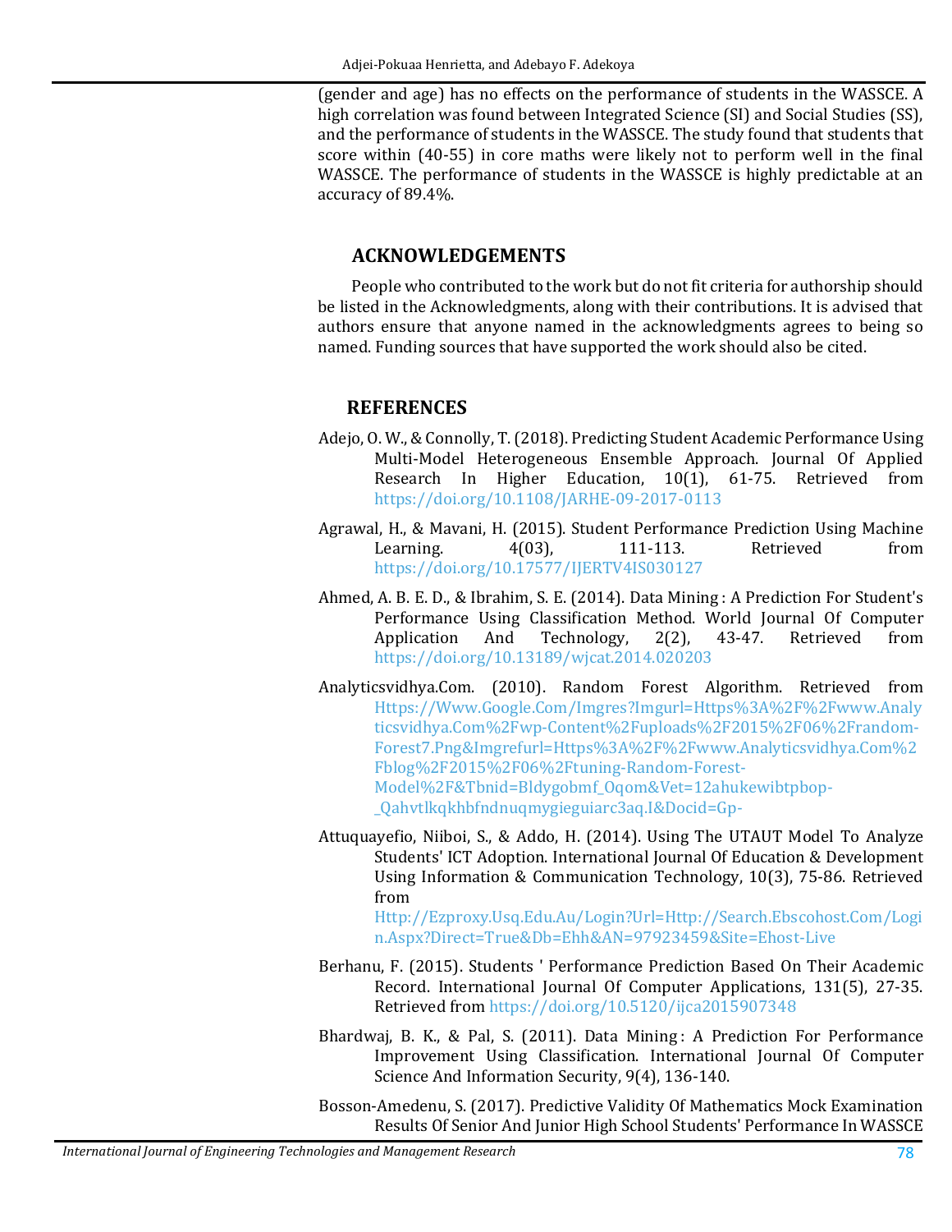(gender and age) has no effects on the performance of students in the WASSCE. A high correlation was found between Integrated Science (SI) and Social Studies (SS), and the performance of students in the WASSCE. The study found that students that score within (40-55) in core maths were likely not to perform well in the final WASSCE. The performance of students in the WASSCE is highly predictable at an accuracy of 89.4%.

## ACKNOWLEDGEMENTS

People who contributed to the work but do not fit criteria for authorship should be listed in the Acknowledgments, along with their contributions. It is advised that authors ensure that anyone named in the acknowledgments agrees to being so named. Funding sources that have supported the work should also be cited.

## REFERENCES

Adejo, O. W., & Connolly, T. (2018). Predicting Student Academic Performance Using Multi-Model Heterogeneous Ensemble Approach. Journal Of Applied Research In Higher Education, 10(1), 61-75. Retrieved from https://doi.org/10.1108/JARHE-09-2017-0113

Agrawal, H., & Mavani, H. (2015). Student Performance Prediction Using Machine Learning. 4(03), 111-113. Retrieved from https://doi.org/10.17577/IJERTV4IS030127

Ahmed, A. B. E. D., & Ibrahim, S. E. (2014). Data Mining : A Prediction For Student's Performance Using Classification Method. World Journal Of Computer Application And Technology, 2(2), 43-47. Retrieved from https://doi.org/10.13189/wjcat.2014.020203

Analyticsvidhya.Com. (2010). Random Forest Algorithm. Retrieved from Https://Www.Google.Com/Imgres?Imgurl=Https%3A%2F%2Fwww.Analyticsvidhya.Com%2Fwp-Content%2Fuploads%2F2015%2F06%2Frandom-Forest7.Png&Imgrefurl=Https%3A%2F%2Fwww.Analyticsvidhya.Com%2Fblog%2F2015%2F06%2Ftuning-Random-Forest-Model%2F&Tbnid=Bldygobmf_Oqom&Vet=12ahukewibtpbop-_Qahvtlkqkhbfndnuqmygieguiarc3aq.I&Docid=Gp-

Attuquayefio, Niiboi, S., & Addo, H. (2014). Using The UTAUT Model To Analyze Students' ICT Adoption. International Journal Of Education & Development Using Information & Communication Technology, 10(3), 75-86. Retrieved from Http://Ezproxy.Usq.Edu.Au/Login?Url=Http://Search.Ebscohost.Com/Login.Aspx?Direct=True&Db=Ehh&AN=97923459&Site=Ehost-Live

Berhanu, F. (2015). Students ' Performance Prediction Based On Their Academic Record. International Journal Of Computer Applications, 131(5), 27-35. Retrieved from https://doi.org/10.5120/ijca2015907348

Bhardwaj, B. K., & Pal, S. (2011). Data Mining : A Prediction For Performance Improvement Using Classification. International Journal Of Computer Science And Information Security, 9(4), 136-140.

Bosson-Amedenu, S. (2017). Predictive Validity Of Mathematics Mock Examination Results Of Senior And Junior High School Students' Performance In WASSCE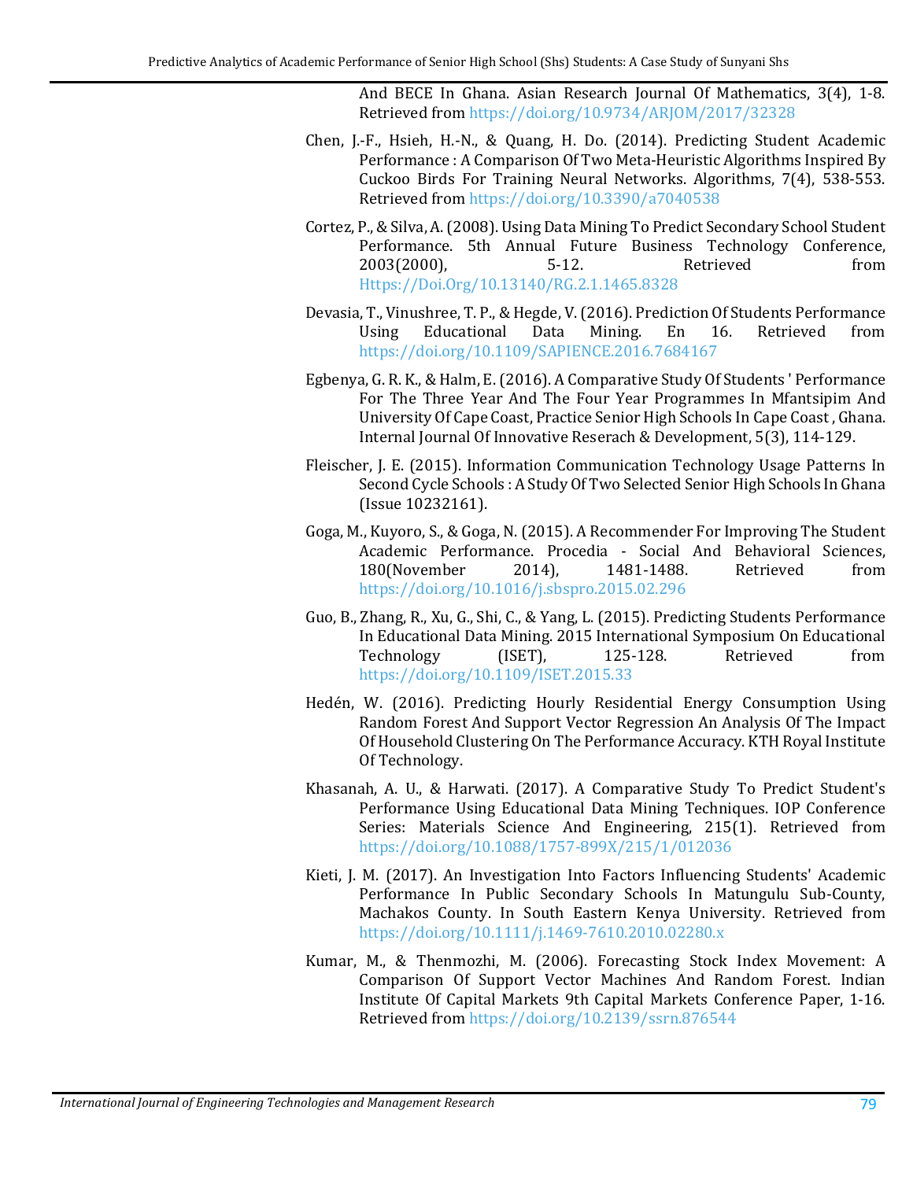And BECE In Ghana. Asian Research Journal Of Mathematics, 3(4), 1-8. Retrieved from https://doi.org/10.9734/ARJOM/2017/32328

Chen, J.-F., Hsieh, H.-N., & Quang, H. Do. (2014). Predicting Student Academic Performance : A Comparison Of Two Meta-Heuristic Algorithms Inspired By Cuckoo Birds For Training Neural Networks. Algorithms, 7(4), 538-553. Retrieved from https://doi.org/10.3390/a7040538

Cortez, P., & Silva, A. (2008). Using Data Mining To Predict Secondary School Student Performance. 5th Annual Future Business Technology Conference, 2003(2000), 5-12. Retrieved from Https://Doi.Org/10.13140/RG.2.1.1465.8328

Devasia, T., Vinushree, T. P., & Hegde, V. (2016). Prediction Of Students Performance Using Educational Data Mining. En 16. Retrieved from https://doi.org/10.1109/SAPIENCE.2016.7684167

Egbenya, G. R. K., & Halm, E. (2016). A Comparative Study Of Students ' Performance For The Three Year And The Four Year Programmes In Mfantsipim And University Of Cape Coast, Practice Senior High Schools In Cape Coast , Ghana. Internal Journal Of Innovative Reserach & Development, 5(3), 114-129.

Fleischer, J. E. (2015). Information Communication Technology Usage Patterns In Second Cycle Schools : A Study Of Two Selected Senior High Schools In Ghana (Issue 10232161).

Goga, M., Kuyoro, S., & Goga, N. (2015). A Recommender For Improving The Student Academic Performance. Procedia - Social And Behavioral Sciences, 180(November 2014), 1481-1488. Retrieved from https://doi.org/10.1016/j.sbspro.2015.02.296

Guo, B., Zhang, R., Xu, G., Shi, C., & Yang, L. (2015). Predicting Students Performance In Educational Data Mining. 2015 International Symposium On Educational Technology (ISET), 125-128. Retrieved from https://doi.org/10.1109/ISET.2015.33

Hedén, W. (2016). Predicting Hourly Residential Energy Consumption Using Random Forest And Support Vector Regression An Analysis Of The Impact Of Household Clustering On The Performance Accuracy. KTH Royal Institute Of Technology.

Khasanah, A. U., & Harwati. (2017). A Comparative Study To Predict Student's Performance Using Educational Data Mining Techniques. IOP Conference Series: Materials Science And Engineering, 215(1). Retrieved from https://doi.org/10.1088/1757-899X/215/1/012036

Kieti, J. M. (2017). An Investigation Into Factors Influencing Students' Academic Performance In Public Secondary Schools In Matungulu Sub-County, Machakos County. In South Eastern Kenya University. Retrieved from https://doi.org/10.1111/j.1469-7610.2010.02280.x

Kumar, M., & Thenmozhi, M. (2006). Forecasting Stock Index Movement: A Comparison Of Support Vector Machines And Random Forest. Indian Institute Of Capital Markets 9th Capital Markets Conference Paper, 1-16. Retrieved from https://doi.org/10.2139/ssrn.876544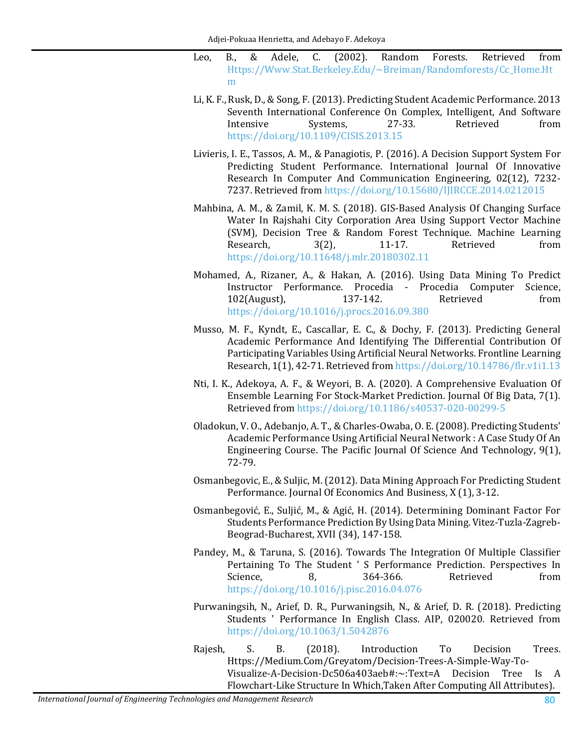Leo, B., & Adele, C. (2002). Random Forests. Retrieved from Https://Www.Stat.Berkeley.Edu/~Breiman/Randomforests/Cc_Home.Htm

Li, K. F., Rusk, D., & Song, F. (2013). Predicting Student Academic Performance. 2013 Seventh International Conference On Complex, Intelligent, And Software Intensive Systems, 27-33. Retrieved from https://doi.org/10.1109/CISIS.2013.15

Livieris, I. E., Tassos, A. M., & Panagiotis, P. (2016). A Decision Support System For Predicting Student Performance. International Journal Of Innovative Research In Computer And Communication Engineering, 02(12), 7232-7237. Retrieved from https://doi.org/10.15680/IJIRCCE.2014.0212015

Mahbina, A. M., & Zamil, K. M. S. (2018). GIS-Based Analysis Of Changing Surface Water In Rajshahi City Corporation Area Using Support Vector Machine (SVM), Decision Tree & Random Forest Technique. Machine Learning Research, 3(2), 11-17. Retrieved from https://doi.org/10.11648/j.mlr.20180302.11

Mohamed, A., Rizaner, A., & Hakan, A. (2016). Using Data Mining To Predict Instructor Performance. Procedia - Procedia Computer Science, 102(August), 137-142. Retrieved from https://doi.org/10.1016/j.procs.2016.09.380

Musso, M. F., Kyndt, E., Cascallar, E. C., & Dochy, F. (2013). Predicting General Academic Performance And Identifying The Differential Contribution Of Participating Variables Using Artificial Neural Networks. Frontline Learning Research, 1(1), 42-71. Retrieved from https://doi.org/10.14786/flr.v1i1.13

Nti, I. K., Adekoya, A. F., & Weyori, B. A. (2020). A Comprehensive Evaluation Of Ensemble Learning For Stock-Market Prediction. Journal Of Big Data, 7(1). Retrieved from https://doi.org/10.1186/s40537-020-00299-5

Oladokun, V. O., Adebanjo, A. T., & Charles-Owaba, O. E. (2008). Predicting Students' Academic Performance Using Artificial Neural Network : A Case Study Of An Engineering Course. The Pacific Journal Of Science And Technology, 9(1), 72-79.

Osmanbegovic, E., & Suljic, M. (2012). Data Mining Approach For Predicting Student Performance. Journal Of Economics And Business, X (1), 3-12.

Osmanbegović, E., Suljić, M., & Agić, H. (2014). Determining Dominant Factor For Students Performance Prediction By Using Data Mining. Vitez-Tuzla-Zagreb-Beograd-Bucharest, XVII (34), 147-158.

Pandey, M., & Taruna, S. (2016). Towards The Integration Of Multiple Classifier Pertaining To The Student ' S Performance Prediction. Perspectives In Science, 8, 364-366. Retrieved from https://doi.org/10.1016/j.pisc.2016.04.076

Purwaningsih, N., Arief, D. R., Purwaningsih, N., & Arief, D. R. (2018). Predicting Students ' Performance In English Class. AIP, 020020. Retrieved from https://doi.org/10.1063/1.5042876

Rajesh, S. B. (2018). Introduction To Decision Trees. Https://Medium.Com/Greyatom/Decision-Trees-A-Simple-Way-To-Visualize-A-Decision-Dc506a403aeb#:~:Text=A Decision Tree Is A Flowchart-Like Structure In Which,Taken After Computing All Attributes).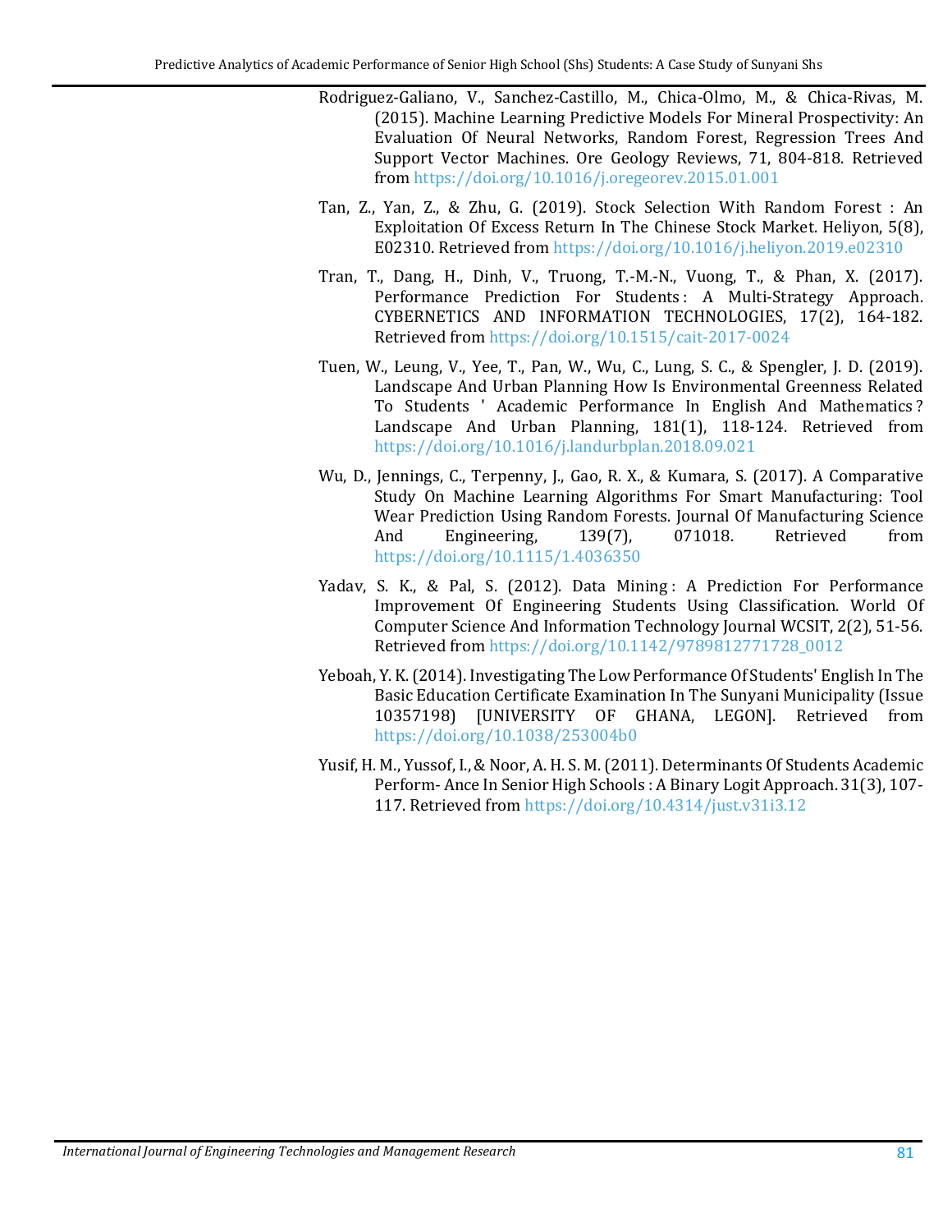Rodriguez-Galiano, V., Sanchez-Castillo, M., Chica-Olmo, M., & Chica-Rivas, M. (2015). Machine Learning Predictive Models For Mineral Prospectivity: An Evaluation Of Neural Networks, Random Forest, Regression Trees And Support Vector Machines. Ore Geology Reviews, 71, 804-818. Retrieved from https://doi.org/10.1016/j.oregeorev.2015.01.001

Tan, Z., Yan, Z., & Zhu, G. (2019). Stock Selection With Random Forest : An Exploitation Of Excess Return In The Chinese Stock Market. Heliyon, 5(8), E02310. Retrieved from https://doi.org/10.1016/j.heliyon.2019.e02310

Tran, T., Dang, H., Dinh, V., Truong, T.-M.-N., Vuong, T., & Phan, X. (2017). Performance Prediction For Students : A Multi-Strategy Approach. CYBERNETICS AND INFORMATION TECHNOLOGIES, 17(2), 164-182. Retrieved from https://doi.org/10.1515/cait-2017-0024

Tuen, W., Leung, V., Yee, T., Pan, W., Wu, C., Lung, S. C., & Spengler, J. D. (2019). Landscape And Urban Planning How Is Environmental Greenness Related To Students ' Academic Performance In English And Mathematics ? Landscape And Urban Planning, 181(1), 118-124. Retrieved from https://doi.org/10.1016/j.landurbplan.2018.09.021

Wu, D., Jennings, C., Terpenny, J., Gao, R. X., & Kumara, S. (2017). A Comparative Study On Machine Learning Algorithms For Smart Manufacturing: Tool Wear Prediction Using Random Forests. Journal Of Manufacturing Science And Engineering, 139(7), 071018. Retrieved from https://doi.org/10.1115/1.4036350

Yadav, S. K., & Pal, S. (2012). Data Mining : A Prediction For Performance Improvement Of Engineering Students Using Classification. World Of Computer Science And Information Technology Journal WCSIT, 2(2), 51-56. Retrieved from https://doi.org/10.1142/9789812771728_0012

Yeboah, Y. K. (2014). Investigating The Low Performance Of Students' English In The Basic Education Certificate Examination In The Sunyani Municipality (Issue 10357198) [UNIVERSITY OF GHANA, LEGON]. Retrieved from https://doi.org/10.1038/253004b0

Yusif, H. M., Yussof, I., & Noor, A. H. S. M. (2011). Determinants Of Students Academic Perform- Ance In Senior High Schools : A Binary Logit Approach. 31(3), 107-117. Retrieved from https://doi.org/10.4314/just.v31i3.12